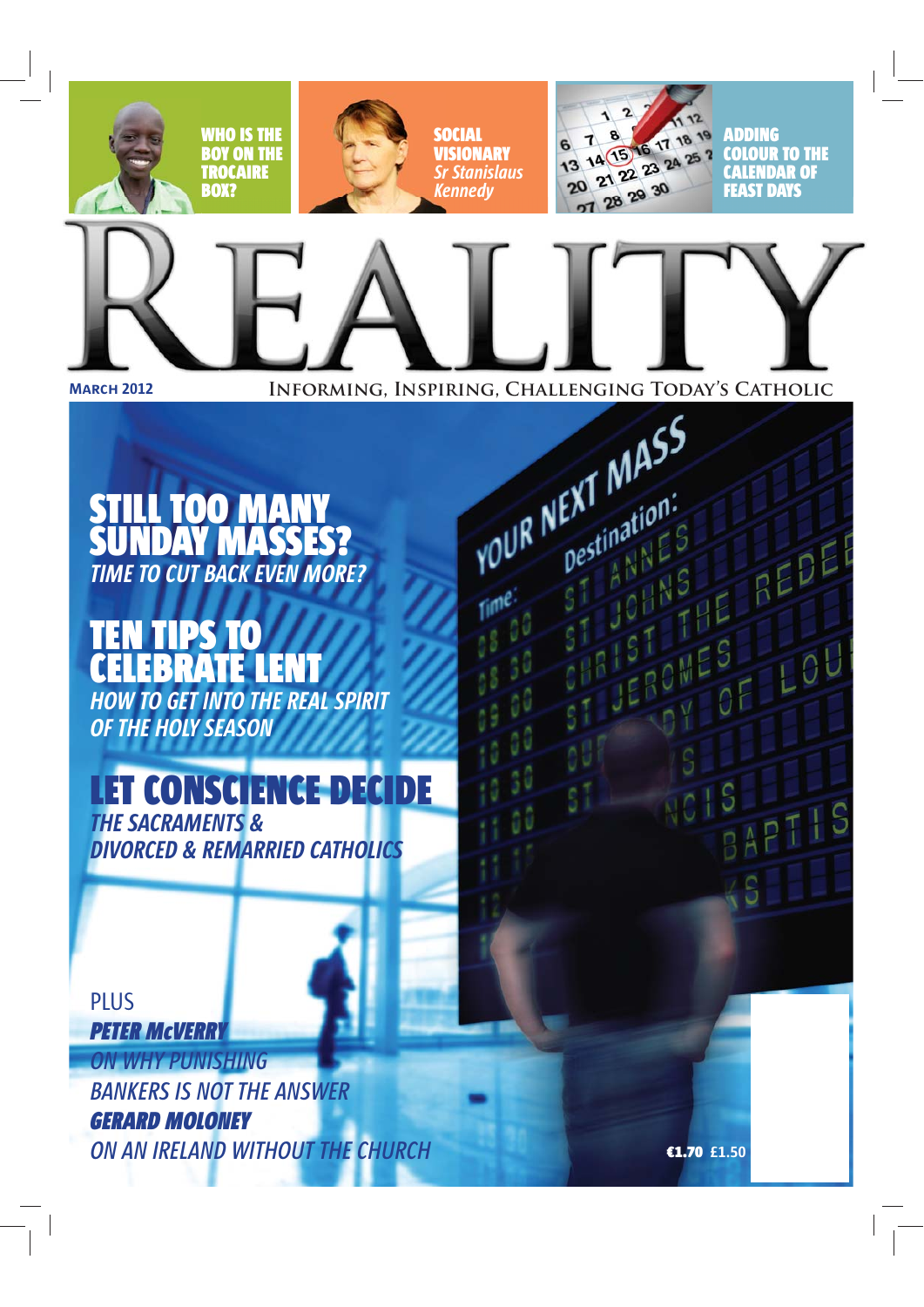WHO IS THE BOY ON THE TROCAIRE BOX?

SOCIAL VISIONARY *Sr Stanislaus Kennedy*

ADDING COLOUR TO THE CALENDAR OF FEAST DAYS

# REALITY

**MARCH 2012** — INFORMING, INSPIRING, CHALLENGING TODAY'S CATHOLIC

## STILL TOO MANY SUNDAY MASSES?

*TIME TO CUT BACK EVEN MORE?*

## TEN TIPS TO CELEBRATE LENT

*HOW TO GET INTO THE REAL SPIRIT OF THE HOLY SEASON*

## LET CONSCIENCE DECIDE

*THE SACRAMENTS & DIVORCED & REMARRIED CATHOLICS*

PLUS

***PETER McVERRY***
*ON WHY PUNISHING BANKERS IS NOT THE ANSWER*

***GERARD MOLONEY***
*ON AN IRELAND WITHOUT THE CHURCH*

**€1.70** £1.50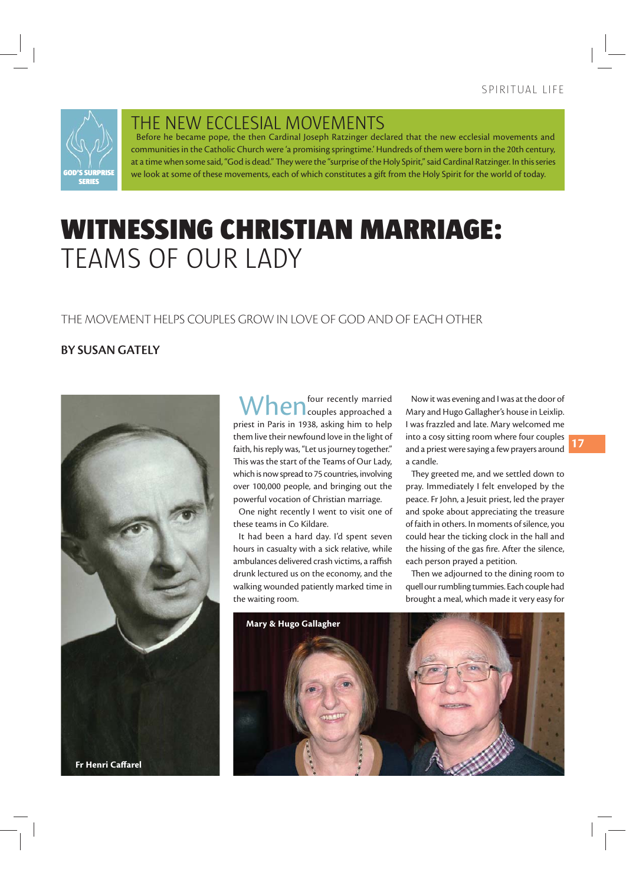## THE NEW ECCLESIAL MOVEMENTS

GOD'S SURPRISE SERIES

Before he became pope, the then Cardinal Joseph Ratzinger declared that the new ecclesial movements and communities in the Catholic Church were 'a promising springtime.' Hundreds of them were born in the 20th century, at a time when some said, "God is dead." They were the "surprise of the Holy Spirit," said Cardinal Ratzinger. In this series we look at some of these movements, each of which constitutes a gift from the Holy Spirit for the world of today.

# WITNESSING CHRISTIAN MARRIAGE: TEAMS OF OUR LADY

THE MOVEMENT HELPS COUPLES GROW IN LOVE OF GOD AND OF EACH OTHER

**BY SUSAN GATELY**

Fr Henri Caffarel

When four recently married couples approached a priest in Paris in 1938, asking him to help them live their newfound love in the light of faith, his reply was, "Let us journey together." This was the start of the Teams of Our Lady, which is now spread to 75 countries, involving over 100,000 people, and bringing out the powerful vocation of Christian marriage.

One night recently I went to visit one of these teams in Co Kildare.

It had been a hard day. I'd spent seven hours in casualty with a sick relative, while ambulances delivered crash victims, a raffish drunk lectured us on the economy, and the walking wounded patiently marked time in the waiting room.

Now it was evening and I was at the door of Mary and Hugo Gallagher's house in Leixlip. I was frazzled and late. Mary welcomed me into a cosy sitting room where four couples and a priest were saying a few prayers around a candle.

They greeted me, and we settled down to pray. Immediately I felt enveloped by the peace. Fr John, a Jesuit priest, led the prayer and spoke about appreciating the treasure of faith in others. In moments of silence, you could hear the ticking clock in the hall and the hissing of the gas fire. After the silence, each person prayed a petition.

Then we adjourned to the dining room to quell our rumbling tummies. Each couple had brought a meal, which made it very easy for

Mary & Hugo Gallagher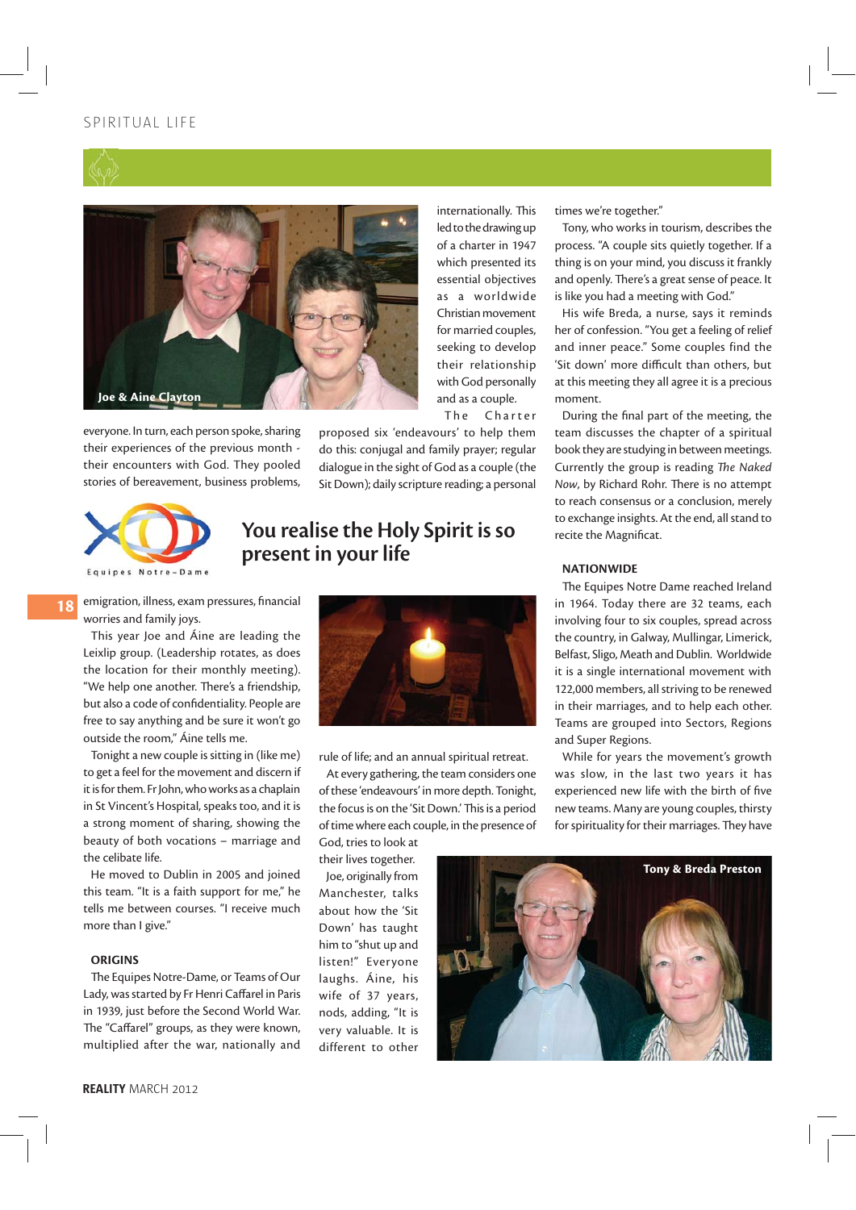SPIRITUAL LIFE

Joe & Aine Clayton

everyone. In turn, each person spoke, sharing their experiences of the previous month - their encounters with God. They pooled stories of bereavement, business problems, emigration, illness, exam pressures, financial worries and family joys.

This year Joe and Áine are leading the Leixlip group. (Leadership rotates, as does the location for their monthly meeting). "We help one another. There's a friendship, but also a code of confidentiality. People are free to say anything and be sure it won't go outside the room," Áine tells me.

Tonight a new couple is sitting in (like me) to get a feel for the movement and discern if it is for them. Fr John, who works as a chaplain in St Vincent's Hospital, speaks too, and it is a strong moment of sharing, showing the beauty of both vocations – marriage and the celibate life.

He moved to Dublin in 2005 and joined this team. "It is a faith support for me," he tells me between courses. "I receive much more than I give."

## ORIGINS

The Equipes Notre-Dame, or Teams of Our Lady, was started by Fr Henri Caffarel in Paris in 1939, just before the Second World War. The "Caffarel" groups, as they were known, multiplied after the war, nationally and internationally. This led to the drawing up of a charter in 1947 which presented its essential objectives as a worldwide Christian movement for married couples, seeking to develop their relationship with God personally and as a couple.

The Charter proposed six 'endeavours' to help them do this: conjugal and family prayer; regular dialogue in the sight of God as a couple (the Sit Down); daily scripture reading; a personal rule of life; and an annual spiritual retreat.

Equipes Notre-Dame

## You realise the Holy Spirit is so present in your life

At every gathering, the team considers one of these 'endeavours' in more depth. Tonight, the focus is on the 'Sit Down.' This is a period of time where each couple, in the presence of God, tries to look at their lives together.

Joe, originally from Manchester, talks about how the 'Sit Down' has taught him to "shut up and listen!" Everyone laughs. Áine, his wife of 37 years, nods, adding, "It is very valuable. It is different to other times we're together."

Tony, who works in tourism, describes the process. "A couple sits quietly together. If a thing is on your mind, you discuss it frankly and openly. There's a great sense of peace. It is like you had a meeting with God."

His wife Breda, a nurse, says it reminds her of confession. "You get a feeling of relief and inner peace." Some couples find the 'Sit down' more difficult than others, but at this meeting they all agree it is a precious moment.

During the final part of the meeting, the team discusses the chapter of a spiritual book they are studying in between meetings. Currently the group is reading *The Naked Now*, by Richard Rohr. There is no attempt to reach consensus or a conclusion, merely to exchange insights. At the end, all stand to recite the Magnificat.

## NATIONWIDE

The Equipes Notre Dame reached Ireland in 1964. Today there are 32 teams, each involving four to six couples, spread across the country, in Galway, Mullingar, Limerick, Belfast, Sligo, Meath and Dublin. Worldwide it is a single international movement with 122,000 members, all striving to be renewed in their marriages, and to help each other. Teams are grouped into Sectors, Regions and Super Regions.

While for years the movement's growth was slow, in the last two years it has experienced new life with the birth of five new teams. Many are young couples, thirsty for spirituality for their marriages. They have

Tony & Breda Preston

REALITY MARCH 2012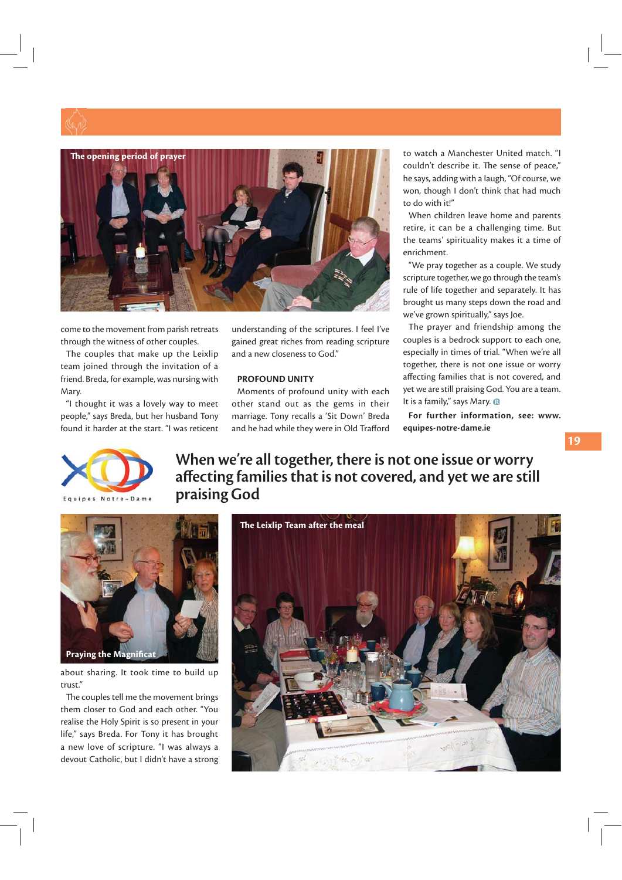The opening period of prayer

come to the movement from parish retreats through the witness of other couples.

The couples that make up the Leixlip team joined through the invitation of a friend. Breda, for example, was nursing with Mary.

"I thought it was a lovely way to meet people," says Breda, but her husband Tony found it harder at the start. "I was reticent about sharing. It took time to build up trust."

The couples tell me the movement brings them closer to God and each other. "You realise the Holy Spirit is so present in your life," says Breda. For Tony it has brought a new love of scripture. "I was always a devout Catholic, but I didn't have a strong understanding of the scriptures. I feel I've gained great riches from reading scripture and a new closeness to God."

## PROFOUND UNITY

Moments of profound unity with each other stand out as the gems in their marriage. Tony recalls a 'Sit Down' Breda and he had while they were in Old Trafford to watch a Manchester United match. "I couldn't describe it. The sense of peace," he says, adding with a laugh, "Of course, we won, though I don't think that had much to do with it!"

When children leave home and parents retire, it can be a challenging time. But the teams' spirituality makes it a time of enrichment.

"We pray together as a couple. We study scripture together, we go through the team's rule of life together and separately. It has brought us many steps down the road and we've grown spiritually," says Joe.

The prayer and friendship among the couples is a bedrock support to each one, especially in times of trial. "When we're all together, there is not one issue or worry affecting families that is not covered, and yet we are still praising God. You are a team. It is a family," says Mary.

**For further information, see: www.equipes-notre-dame.ie**

Equipes Notre-Dame

## When we're all together, there is not one issue or worry affecting families that is not covered, and yet we are still praising God

Praying the Magnificat

The Leixlip Team after the meal